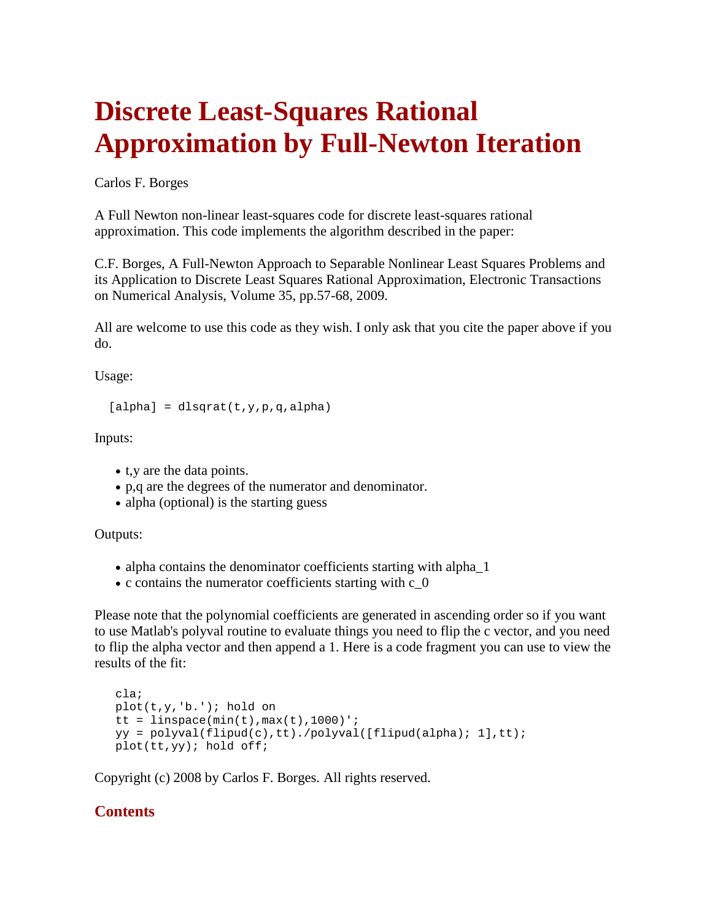# Discrete Least-Squares Rational Approximation by Full-Newton Iteration

Carlos F. Borges

A Full Newton non-linear least-squares code for discrete least-squares rational approximation. This code implements the algorithm described in the paper:

C.F. Borges, A Full-Newton Approach to Separable Nonlinear Least Squares Problems and its Application to Discrete Least Squares Rational Approximation, Electronic Transactions on Numerical Analysis, Volume 35, pp.57-68, 2009.

All are welcome to use this code as they wish. I only ask that you cite the paper above if you do.

Usage:

```
[alpha] = dlsqrat(t,y,p,q,alpha)
```

Inputs:

- t,y are the data points.
- p,q are the degrees of the numerator and denominator.
- alpha (optional) is the starting guess

Outputs:

- alpha contains the denominator coefficients starting with alpha_1
- c contains the numerator coefficients starting with c_0

Please note that the polynomial coefficients are generated in ascending order so if you want to use Matlab's polyval routine to evaluate things you need to flip the c vector, and you need to flip the alpha vector and then append a 1. Here is a code fragment you can use to view the results of the fit:

```
cla;
plot(t,y,'b.'); hold on
tt = linspace(min(t),max(t),1000)';
yy = polyval(flipud(c),tt)./polyval([flipud(alpha); 1],tt);
plot(tt,yy); hold off;
```

Copyright (c) 2008 by Carlos F. Borges. All rights reserved.

## Contents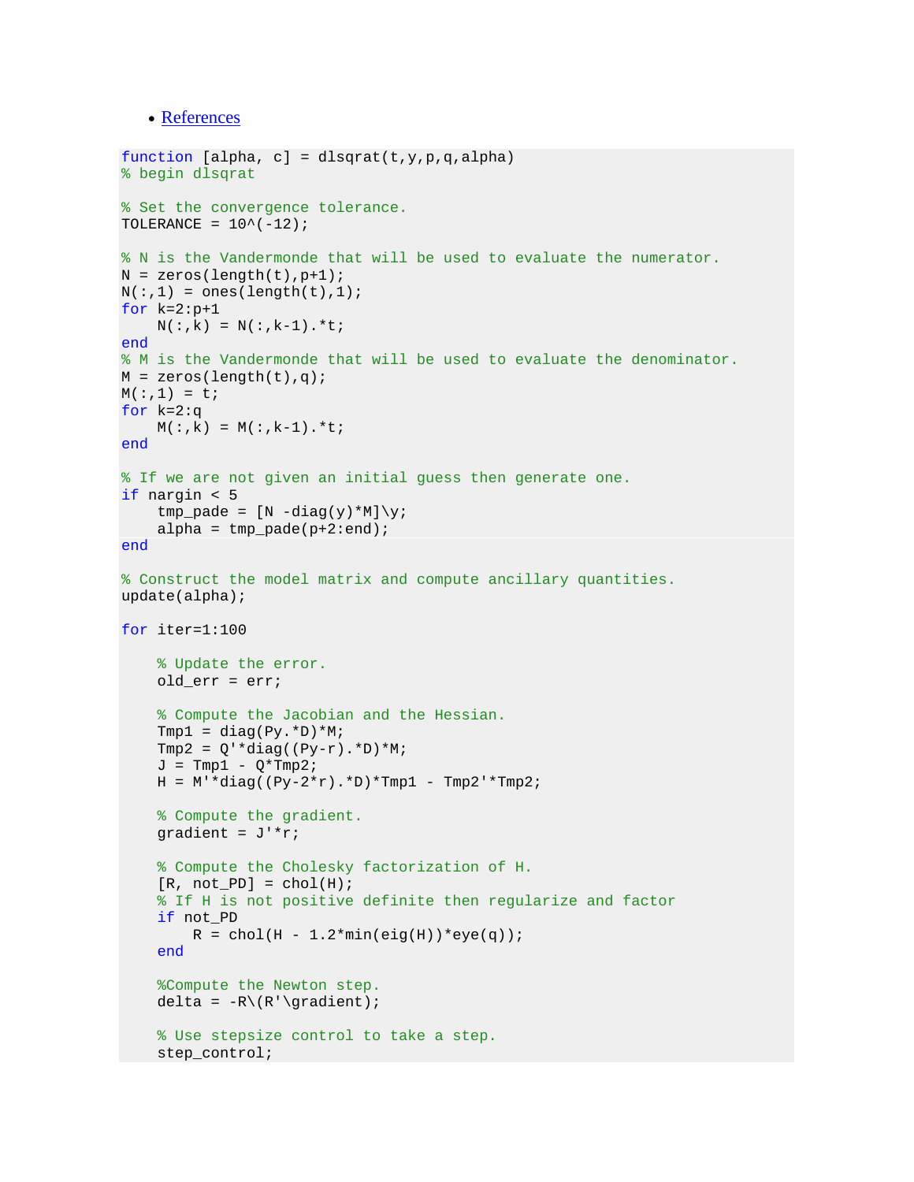- [References](#)

```
function [alpha, c] = dlsqrat(t,y,p,q,alpha)
% begin dlsqrat

% Set the convergence tolerance.
TOLERANCE = 10^(-12);

% N is the Vandermonde that will be used to evaluate the numerator.
N = zeros(length(t),p+1);
N(:,1) = ones(length(t),1);
for k=2:p+1
    N(:,k) = N(:,k-1).*t;
end
% M is the Vandermonde that will be used to evaluate the denominator.
M = zeros(length(t),q);
M(:,1) = t;
for k=2:q
    M(:,k) = M(:,k-1).*t;
end

% If we are not given an initial guess then generate one.
if nargin < 5
    tmp_pade = [N -diag(y)*M]\y;
    alpha = tmp_pade(p+2:end);
end

% Construct the model matrix and compute ancillary quantities.
update(alpha);

for iter=1:100

    % Update the error.
    old_err = err;

    % Compute the Jacobian and the Hessian.
    Tmp1 = diag(Py.*D)*M;
    Tmp2 = Q'*diag((Py-r).*D)*M;
    J = Tmp1 - Q*Tmp2;
    H = M'*diag((Py-2*r).*D)*Tmp1 - Tmp2'*Tmp2;

    % Compute the gradient.
    gradient = J'*r;

    % Compute the Cholesky factorization of H.
    [R, not_PD] = chol(H);
    % If H is not positive definite then regularize and factor
    if not_PD
        R = chol(H - 1.2*min(eig(H))*eye(q));
    end

    %Compute the Newton step.
    delta = -R\(R'\gradient);

    % Use stepsize control to take a step.
    step_control;
```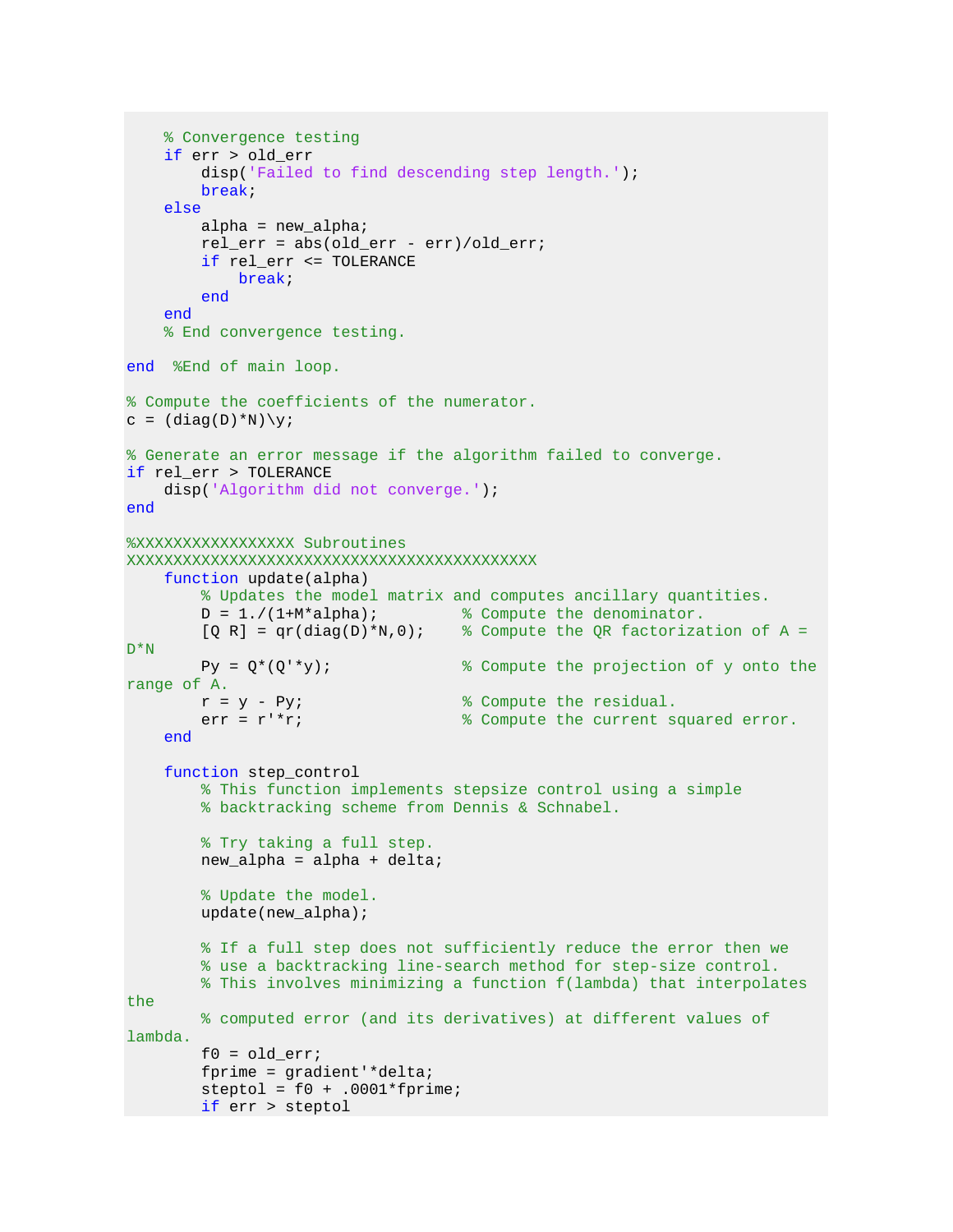```
    % Convergence testing
    if err > old_err
        disp('Failed to find descending step length.');
        break;
    else
        alpha = new_alpha;
        rel_err = abs(old_err - err)/old_err;
        if rel_err <= TOLERANCE
            break;
        end
    end
    % End convergence testing.

end  %End of main loop.

% Compute the coefficients of the numerator.
c = (diag(D)*N)\y;

% Generate an error message if the algorithm failed to converge.
if rel_err > TOLERANCE
    disp('Algorithm did not converge.');
end

%XXXXXXXXXXXXXXXXX Subroutines
XXXXXXXXXXXXXXXXXXXXXXXXXXXXXXXXXXXXXXXXXXXXXX
    function update(alpha)
        % Updates the model matrix and computes ancillary quantities.
        D = 1./(1+M*alpha);         % Compute the denominator.
        [Q R] = qr(diag(D)*N,0);    % Compute the QR factorization of A =
D*N
        Py = Q*(Q'*y);              % Compute the projection of y onto the
range of A.
        r = y - Py;                 % Compute the residual.
        err = r'*r;                 % Compute the current squared error.
    end

    function step_control
        % This function implements stepsize control using a simple
        % backtracking scheme from Dennis & Schnabel.

        % Try taking a full step.
        new_alpha = alpha + delta;

        % Update the model.
        update(new_alpha);

        % If a full step does not sufficiently reduce the error then we
        % use a backtracking line-search method for step-size control.
        % This involves minimizing a function f(lambda) that interpolates
the
        % computed error (and its derivatives) at different values of
lambda.
        f0 = old_err;
        fprime = gradient'*delta;
        steptol = f0 + .0001*fprime;
        if err > steptol
```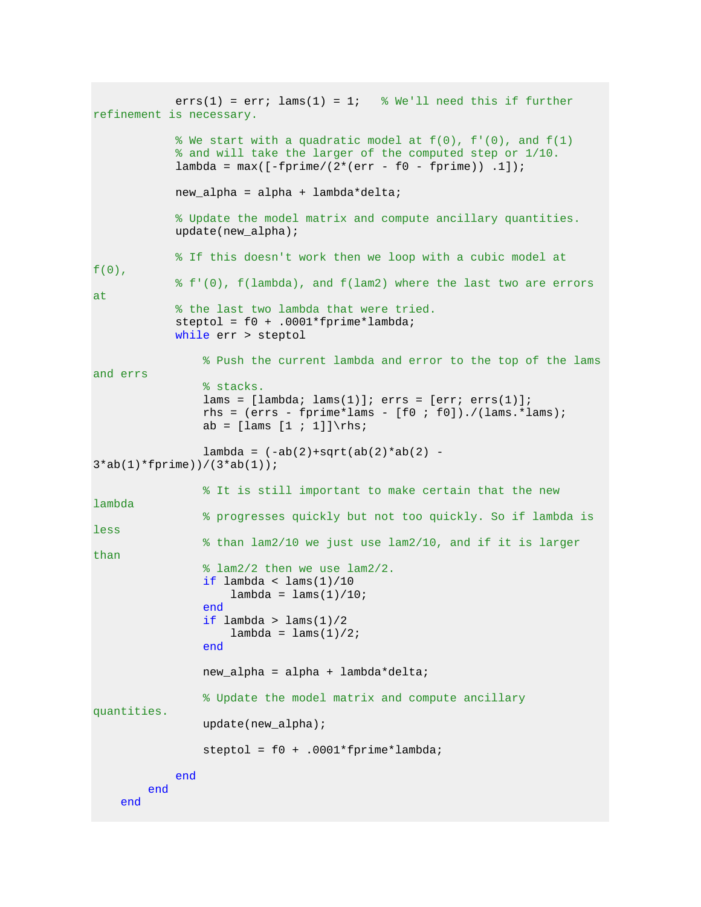```
            errs(1) = err; lams(1) = 1;   % We'll need this if further
refinement is necessary.

            % We start with a quadratic model at f(0), f'(0), and f(1)
            % and will take the larger of the computed step or 1/10.
            lambda = max([-fprime/(2*(err - f0 - fprime)) .1]);

            new_alpha = alpha + lambda*delta;

            % Update the model matrix and compute ancillary quantities.
            update(new_alpha);

            % If this doesn't work then we loop with a cubic model at
f(0),
            % f'(0), f(lambda), and f(lam2) where the last two are errors
at
            % the last two lambda that were tried.
            steptol = f0 + .0001*fprime*lambda;
            while err > steptol

                % Push the current lambda and error to the top of the lams
and errs
                % stacks.
                lams = [lambda; lams(1)]; errs = [err; errs(1)];
                rhs = (errs - fprime*lams - [f0 ; f0])./(lams.*lams);
                ab = [lams [1 ; 1]]\rhs;

                lambda = (-ab(2)+sqrt(ab(2)*ab(2) -
3*ab(1)*fprime))/(3*ab(1));

                % It is still important to make certain that the new
lambda
                % progresses quickly but not too quickly. So if lambda is
less
                % than lam2/10 we just use lam2/10, and if it is larger
than
                % lam2/2 then we use lam2/2.
                if lambda < lams(1)/10
                    lambda = lams(1)/10;
                end
                if lambda > lams(1)/2
                    lambda = lams(1)/2;
                end

                new_alpha = alpha + lambda*delta;

                % Update the model matrix and compute ancillary
quantities.
                update(new_alpha);

                steptol = f0 + .0001*fprime*lambda;

            end
        end
    end
```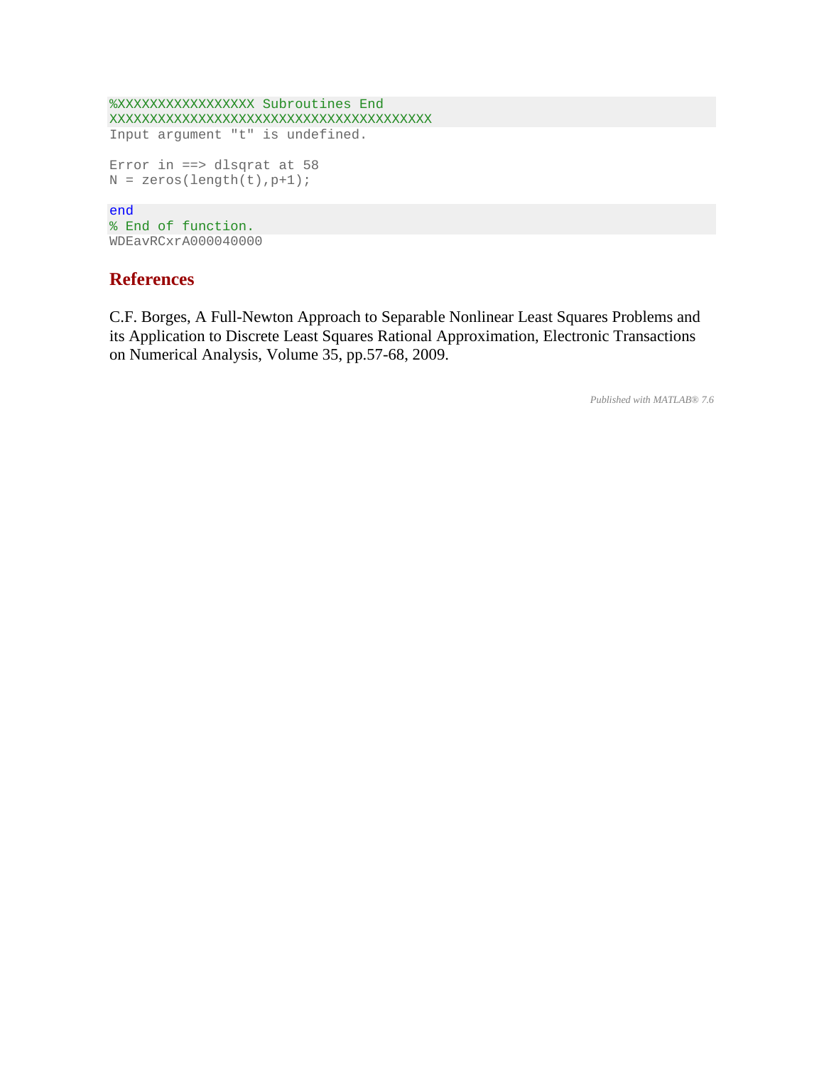```
%XXXXXXXXXXXXXXXXXX Subroutines End
XXXXXXXXXXXXXXXXXXXXXXXXXXXXXXXXXXXXXXXX
```

```
Input argument "t" is undefined.

Error in ==> dlsqrat at 58
N = zeros(length(t),p+1);
```

```
end
% End of function.
```

```
WDEavRCxrA000040000
```

## References

C.F. Borges, A Full-Newton Approach to Separable Nonlinear Least Squares Problems and its Application to Discrete Least Squares Rational Approximation, Electronic Transactions on Numerical Analysis, Volume 35, pp.57-68, 2009.

*Published with MATLAB® 7.6*